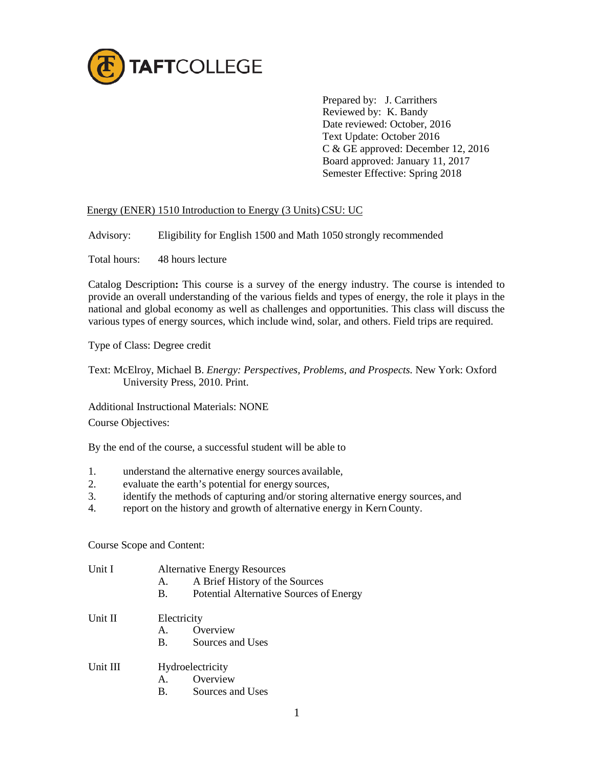TAFTCOLLEGE

Prepared by: J. Carrithers
Reviewed by: K. Bandy
Date reviewed: October, 2016
Text Update: October 2016
C & GE approved: December 12, 2016
Board approved: January 11, 2017
Semester Effective: Spring 2018

Energy (ENER) 1510 Introduction to Energy (3 Units) CSU: UC

Advisory: Eligibility for English 1500 and Math 1050 strongly recommended

Total hours: 48 hours lecture

Catalog Description**:** This course is a survey of the energy industry. The course is intended to provide an overall understanding of the various fields and types of energy, the role it plays in the national and global economy as well as challenges and opportunities. This class will discuss the various types of energy sources, which include wind, solar, and others. Field trips are required.

Type of Class: Degree credit

Text: McElroy, Michael B. *Energy: Perspectives, Problems, and Prospects.* New York: Oxford University Press, 2010. Print.

Additional Instructional Materials: NONE

Course Objectives:

By the end of the course, a successful student will be able to

1. understand the alternative energy sources available,
2. evaluate the earth's potential for energy sources,
3. identify the methods of capturing and/or storing alternative energy sources, and
4. report on the history and growth of alternative energy in Kern County.

Course Scope and Content:

Unit I Alternative Energy Resources
- A. A Brief History of the Sources
- B. Potential Alternative Sources of Energy

Unit II Electricity
- A. Overview
- B. Sources and Uses

Unit III Hydroelectricity
- A. Overview
- B. Sources and Uses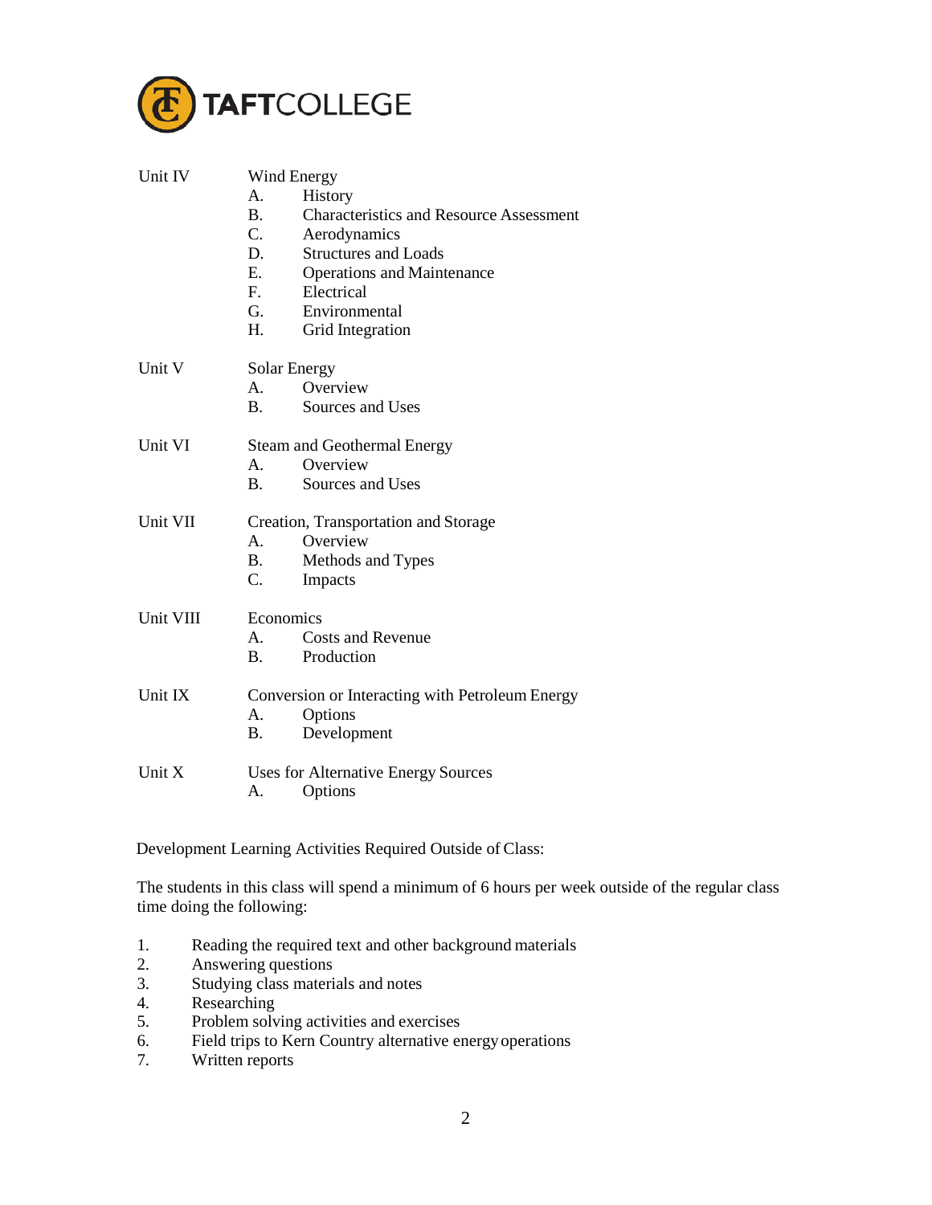Unit IV Wind Energy
- A. History
- B. Characteristics and Resource Assessment
- C. Aerodynamics
- D. Structures and Loads
- E. Operations and Maintenance
- F. Electrical
- G. Environmental
- H. Grid Integration

Unit V Solar Energy
- A. Overview
- B. Sources and Uses

Unit VI Steam and Geothermal Energy
- A. Overview
- B. Sources and Uses

Unit VII Creation, Transportation and Storage
- A. Overview
- B. Methods and Types
- C. Impacts

Unit VIII Economics
- A. Costs and Revenue
- B. Production

Unit IX Conversion or Interacting with Petroleum Energy
- A. Options
- B. Development

Unit X Uses for Alternative Energy Sources
- A. Options

Development Learning Activities Required Outside of Class:

The students in this class will spend a minimum of 6 hours per week outside of the regular class time doing the following:

1. Reading the required text and other background materials
2. Answering questions
3. Studying class materials and notes
4. Researching
5. Problem solving activities and exercises
6. Field trips to Kern Country alternative energy operations
7. Written reports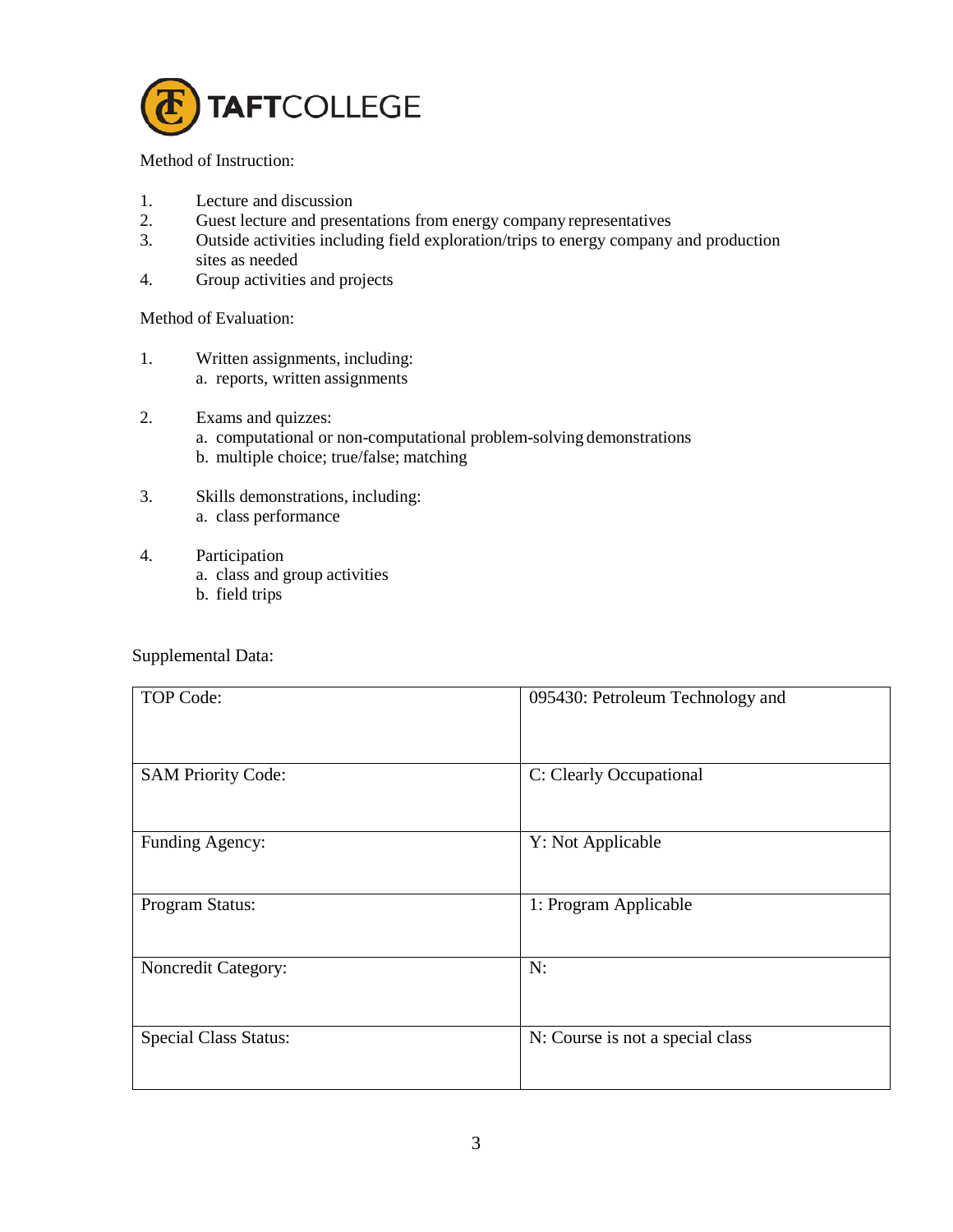Method of Instruction:

1. Lecture and discussion
2. Guest lecture and presentations from energy company representatives
3. Outside activities including field exploration/trips to energy company and production sites as needed
4. Group activities and projects

Method of Evaluation:

1. Written assignments, including:
   a. reports, written assignments

2. Exams and quizzes:
   a. computational or non-computational problem-solving demonstrations
   b. multiple choice; true/false; matching

3. Skills demonstrations, including:
   a. class performance

4. Participation
   a. class and group activities
   b. field trips

Supplemental Data:

| | |
|---|---|
| TOP Code: | 095430: Petroleum Technology and |
| SAM Priority Code: | C: Clearly Occupational |
| Funding Agency: | Y: Not Applicable |
| Program Status: | 1: Program Applicable |
| Noncredit Category: | N: |
| Special Class Status: | N: Course is not a special class |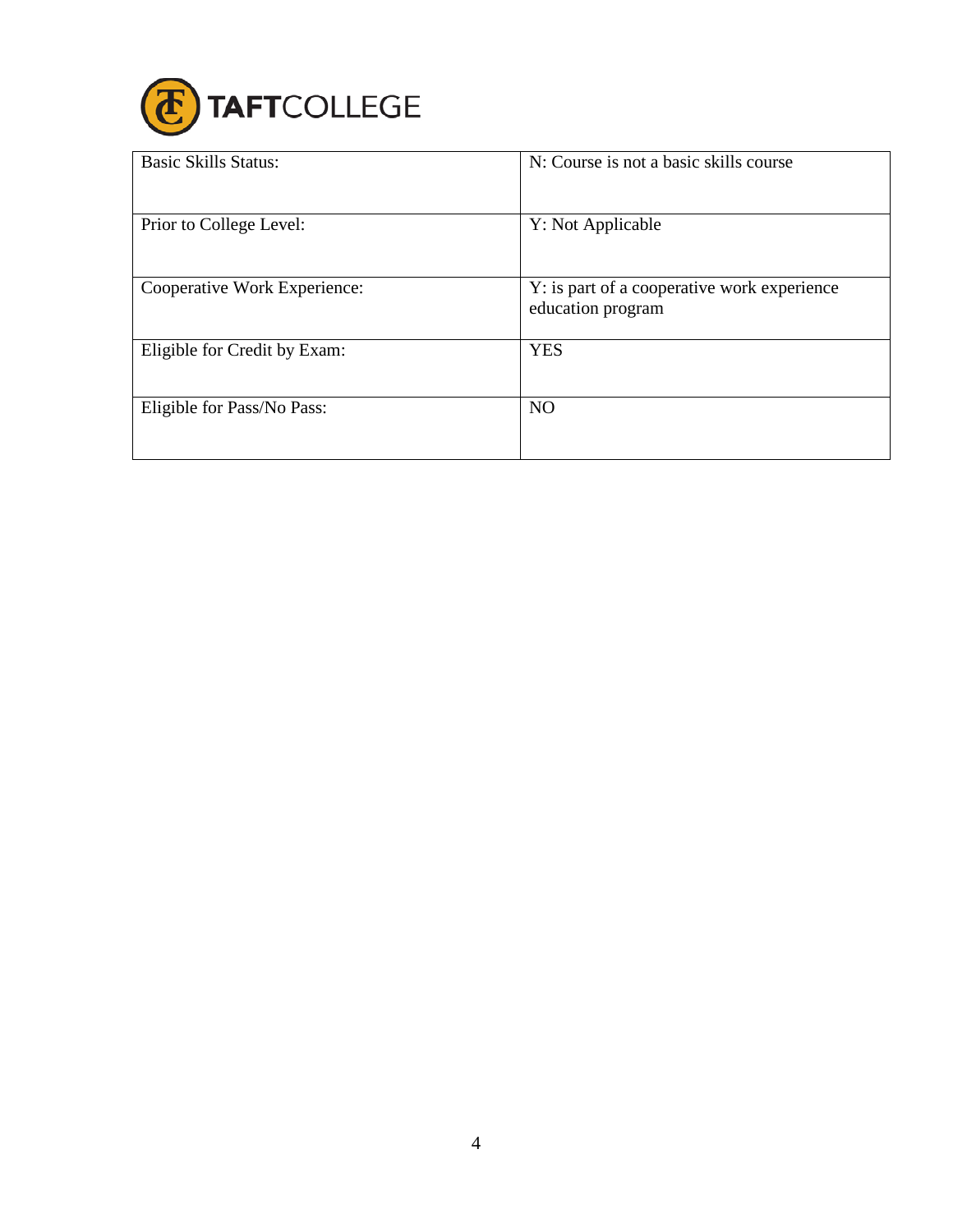TAFTCOLLEGE

| | |
|---|---|
| Basic Skills Status: | N: Course is not a basic skills course |
| Prior to College Level: | Y: Not Applicable |
| Cooperative Work Experience: | Y: is part of a cooperative work experience education program |
| Eligible for Credit by Exam: | YES |
| Eligible for Pass/No Pass: | NO |